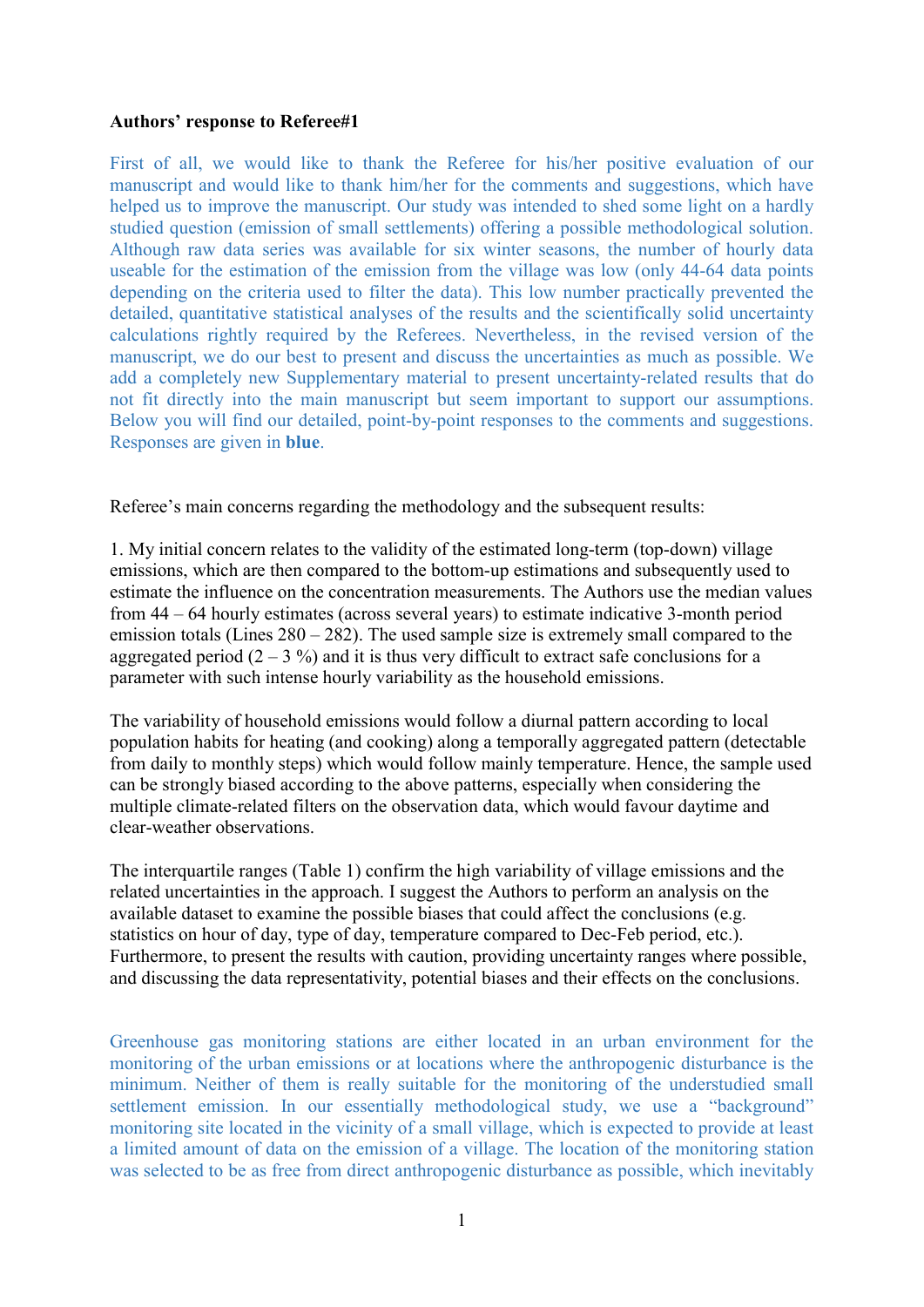**Authors' response to Referee#1**

First of all, we would like to thank the Referee for his/her positive evaluation of our manuscript and would like to thank him/her for the comments and suggestions, which have helped us to improve the manuscript. Our study was intended to shed some light on a hardly studied question (emission of small settlements) offering a possible methodological solution. Although raw data series was available for six winter seasons, the number of hourly data useable for the estimation of the emission from the village was low (only 44-64 data points depending on the criteria used to filter the data). This low number practically prevented the detailed, quantitative statistical analyses of the results and the scientifically solid uncertainty calculations rightly required by the Referees. Nevertheless, in the revised version of the manuscript, we do our best to present and discuss the uncertainties as much as possible. We add a completely new Supplementary material to present uncertainty-related results that do not fit directly into the main manuscript but seem important to support our assumptions. Below you will find our detailed, point-by-point responses to the comments and suggestions. Responses are given in **blue**.

Referee's main concerns regarding the methodology and the subsequent results:

1. My initial concern relates to the validity of the estimated long-term (top-down) village emissions, which are then compared to the bottom-up estimations and subsequently used to estimate the influence on the concentration measurements. The Authors use the median values from 44 – 64 hourly estimates (across several years) to estimate indicative 3-month period emission totals (Lines 280 – 282). The used sample size is extremely small compared to the aggregated period (2 – 3 %) and it is thus very difficult to extract safe conclusions for a parameter with such intense hourly variability as the household emissions.

The variability of household emissions would follow a diurnal pattern according to local population habits for heating (and cooking) along a temporally aggregated pattern (detectable from daily to monthly steps) which would follow mainly temperature. Hence, the sample used can be strongly biased according to the above patterns, especially when considering the multiple climate-related filters on the observation data, which would favour daytime and clear-weather observations.

The interquartile ranges (Table 1) confirm the high variability of village emissions and the related uncertainties in the approach. I suggest the Authors to perform an analysis on the available dataset to examine the possible biases that could affect the conclusions (e.g. statistics on hour of day, type of day, temperature compared to Dec-Feb period, etc.). Furthermore, to present the results with caution, providing uncertainty ranges where possible, and discussing the data representativity, potential biases and their effects on the conclusions.

Greenhouse gas monitoring stations are either located in an urban environment for the monitoring of the urban emissions or at locations where the anthropogenic disturbance is the minimum. Neither of them is really suitable for the monitoring of the understudied small settlement emission. In our essentially methodological study, we use a "background" monitoring site located in the vicinity of a small village, which is expected to provide at least a limited amount of data on the emission of a village. The location of the monitoring station was selected to be as free from direct anthropogenic disturbance as possible, which inevitably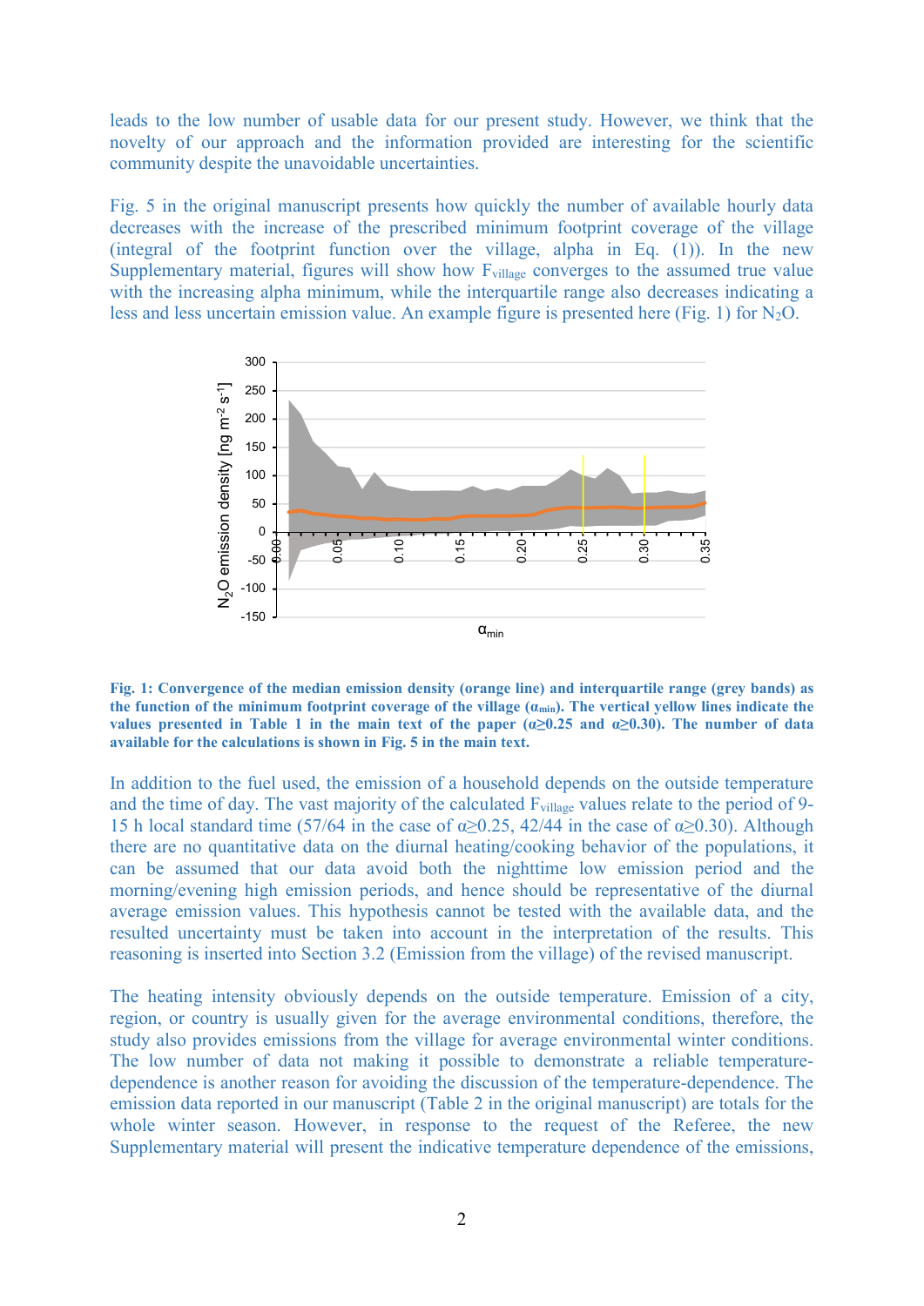leads to the low number of usable data for our present study. However, we think that the novelty of our approach and the information provided are interesting for the scientific community despite the unavoidable uncertainties.

Fig. 5 in the original manuscript presents how quickly the number of available hourly data decreases with the increase of the prescribed minimum footprint coverage of the village (integral of the footprint function over the village, alpha in Eq. (1)). In the new Supplementary material, figures will show how $F_{village}$ converges to the assumed true value with the increasing alpha minimum, while the interquartile range also decreases indicating a less and less uncertain emission value. An example figure is presented here (Fig. 1) for $N_2O$.

**Fig. 1: Convergence of the median emission density (orange line) and interquartile range (grey bands) as the function of the minimum footprint coverage of the village ($\alpha_{min}$). The vertical yellow lines indicate the values presented in Table 1 in the main text of the paper ($\alpha \geq 0.25$ and $\alpha \geq 0.30$). The number of data available for the calculations is shown in Fig. 5 in the main text.**

In addition to the fuel used, the emission of a household depends on the outside temperature and the time of day. The vast majority of the calculated $F_{village}$ values relate to the period of 9-15 h local standard time (57/64 in the case of $\alpha \geq 0.25$, 42/44 in the case of $\alpha \geq 0.30$). Although there are no quantitative data on the diurnal heating/cooking behavior of the populations, it can be assumed that our data avoid both the nighttime low emission period and the morning/evening high emission periods, and hence should be representative of the diurnal average emission values. This hypothesis cannot be tested with the available data, and the resulted uncertainty must be taken into account in the interpretation of the results. This reasoning is inserted into Section 3.2 (Emission from the village) of the revised manuscript.

The heating intensity obviously depends on the outside temperature. Emission of a city, region, or country is usually given for the average environmental conditions, therefore, the study also provides emissions from the village for average environmental winter conditions. The low number of data not making it possible to demonstrate a reliable temperature-dependence is another reason for avoiding the discussion of the temperature-dependence. The emission data reported in our manuscript (Table 2 in the original manuscript) are totals for the whole winter season. However, in response to the request of the Referee, the new Supplementary material will present the indicative temperature dependence of the emissions,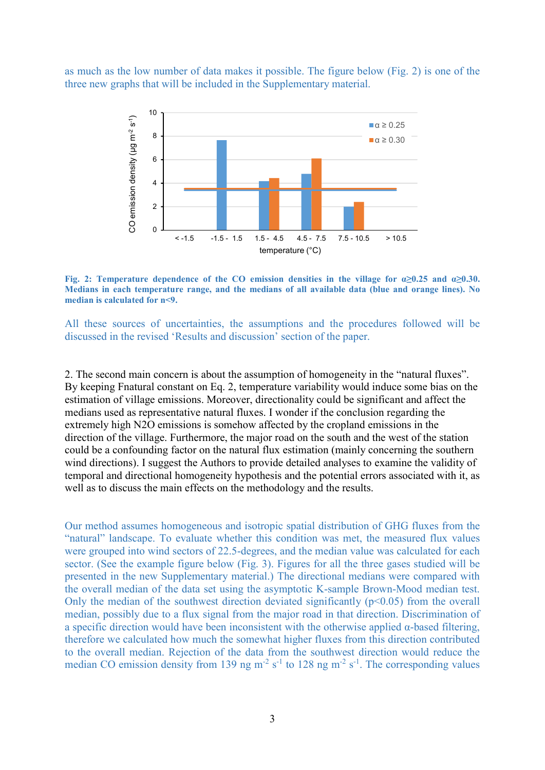as much as the low number of data makes it possible. The figure below (Fig. 2) is one of the three new graphs that will be included in the Supplementary material.

**Fig. 2: Temperature dependence of the CO emission densities in the village for α≥0.25 and α≥0.30. Medians in each temperature range, and the medians of all available data (blue and orange lines). No median is calculated for n<9.**

All these sources of uncertainties, the assumptions and the procedures followed will be discussed in the revised 'Results and discussion' section of the paper.

2. The second main concern is about the assumption of homogeneity in the "natural fluxes". By keeping Fnatural constant on Eq. 2, temperature variability would induce some bias on the estimation of village emissions. Moreover, directionality could be significant and affect the medians used as representative natural fluxes. I wonder if the conclusion regarding the extremely high $N_2O$ emissions is somehow affected by the cropland emissions in the direction of the village. Furthermore, the major road on the south and the west of the station could be a confounding factor on the natural flux estimation (mainly concerning the southern wind directions). I suggest the Authors to provide detailed analyses to examine the validity of temporal and directional homogeneity hypothesis and the potential errors associated with it, as well as to discuss the main effects on the methodology and the results.

Our method assumes homogeneous and isotropic spatial distribution of GHG fluxes from the "natural" landscape. To evaluate whether this condition was met, the measured flux values were grouped into wind sectors of 22.5-degrees, and the median value was calculated for each sector. (See the example figure below (Fig. 3). Figures for all the three gases studied will be presented in the new Supplementary material.) The directional medians were compared with the overall median of the data set using the asymptotic K-sample Brown-Mood median test. Only the median of the southwest direction deviated significantly ($p<0.05$) from the overall median, possibly due to a flux signal from the major road in that direction. Discrimination of a specific direction would have been inconsistent with the otherwise applied α-based filtering, therefore we calculated how much the somewhat higher fluxes from this direction contributed to the overall median. Rejection of the data from the southwest direction would reduce the median CO emission density from 139 ng $m^{-2}$ $s^{-1}$ to 128 ng $m^{-2}$ $s^{-1}$. The corresponding values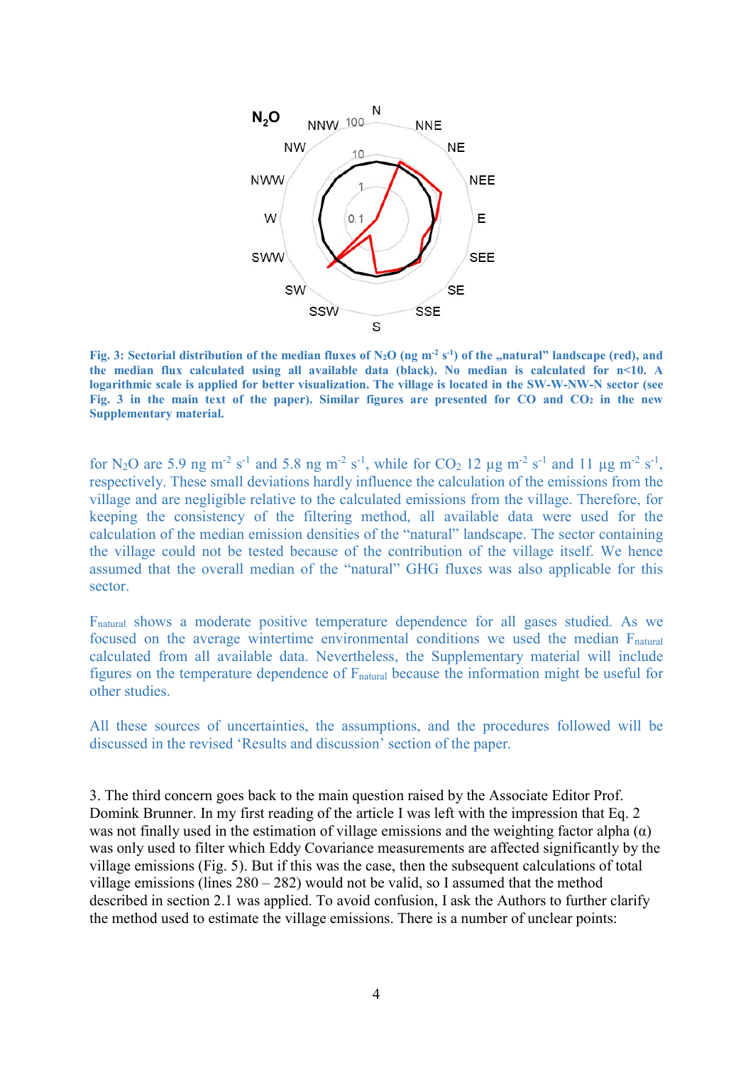**Fig. 3: Sectorial distribution of the median fluxes of $N_2O$ (ng $m^{-2}$ $s^{-1}$) of the „natural" landscape (red), and the median flux calculated using all available data (black). No median is calculated for n<10. A logarithmic scale is applied for better visualization. The village is located in the SW-W-NW-N sector (see Fig. 3 in the main text of the paper). Similar figures are presented for CO and $CO_2$ in the new Supplementary material.**

for $N_2O$ are 5.9 ng $m^{-2}$ $s^{-1}$ and 5.8 ng $m^{-2}$ $s^{-1}$, while for $CO_2$ 12 µg $m^{-2}$ $s^{-1}$ and 11 µg $m^{-2}$ $s^{-1}$, respectively. These small deviations hardly influence the calculation of the emissions from the village and are negligible relative to the calculated emissions from the village. Therefore, for keeping the consistency of the filtering method, all available data were used for the calculation of the median emission densities of the "natural" landscape. The sector containing the village could not be tested because of the contribution of the village itself. We hence assumed that the overall median of the "natural" GHG fluxes was also applicable for this sector.

$F_{natural}$ shows a moderate positive temperature dependence for all gases studied. As we focused on the average wintertime environmental conditions we used the median $F_{natural}$ calculated from all available data. Nevertheless, the Supplementary material will include figures on the temperature dependence of $F_{natural}$ because the information might be useful for other studies.

All these sources of uncertainties, the assumptions, and the procedures followed will be discussed in the revised 'Results and discussion' section of the paper.

3. The third concern goes back to the main question raised by the Associate Editor Prof. Domink Brunner. In my first reading of the article I was left with the impression that Eq. 2 was not finally used in the estimation of village emissions and the weighting factor alpha (α) was only used to filter which Eddy Covariance measurements are affected significantly by the village emissions (Fig. 5). But if this was the case, then the subsequent calculations of total village emissions (lines 280 – 282) would not be valid, so I assumed that the method described in section 2.1 was applied. To avoid confusion, I ask the Authors to further clarify the method used to estimate the village emissions. There is a number of unclear points: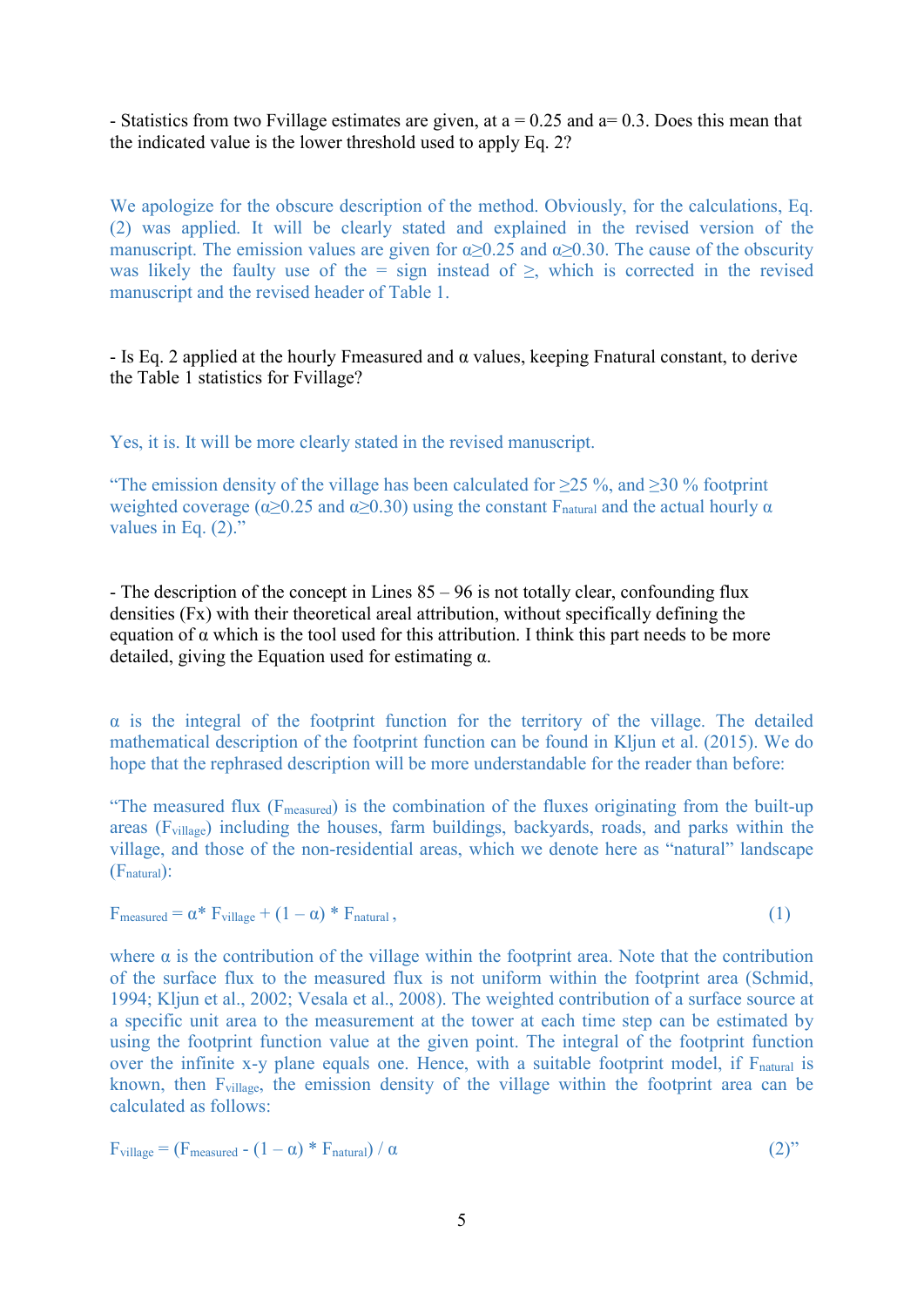- Statistics from two Fvillage estimates are given, at a = 0.25 and a= 0.3. Does this mean that the indicated value is the lower threshold used to apply Eq. 2?

We apologize for the obscure description of the method. Obviously, for the calculations, Eq. (2) was applied. It will be clearly stated and explained in the revised version of the manuscript. The emission values are given for $\alpha \geq 0.25$ and $\alpha \geq 0.30$. The cause of the obscurity was likely the faulty use of the = sign instead of ≥, which is corrected in the revised manuscript and the revised header of Table 1.

- Is Eq. 2 applied at the hourly Fmeasured and α values, keeping Fnatural constant, to derive the Table 1 statistics for Fvillage?

Yes, it is. It will be more clearly stated in the revised manuscript.

"The emission density of the village has been calculated for ≥25 %, and ≥30 % footprint weighted coverage ($\alpha \geq 0.25$ and $\alpha \geq 0.30$) using the constant $F_{natural}$ and the actual hourly α values in Eq. (2)."

- The description of the concept in Lines 85 – 96 is not totally clear, confounding flux densities (Fx) with their theoretical areal attribution, without specifically defining the equation of α which is the tool used for this attribution. I think this part needs to be more detailed, giving the Equation used for estimating α.

α is the integral of the footprint function for the territory of the village. The detailed mathematical description of the footprint function can be found in Kljun et al. (2015). We do hope that the rephrased description will be more understandable for the reader than before:

"The measured flux ($F_{measured}$) is the combination of the fluxes originating from the built-up areas ($F_{village}$) including the houses, farm buildings, backyards, roads, and parks within the village, and those of the non-residential areas, which we denote here as "natural" landscape ($F_{natural}$):

$$F_{measured} = \alpha * F_{village} + (1 - \alpha) * F_{natural} , \tag{1}$$

where α is the contribution of the village within the footprint area. Note that the contribution of the surface flux to the measured flux is not uniform within the footprint area (Schmid, 1994; Kljun et al., 2002; Vesala et al., 2008). The weighted contribution of a surface source at a specific unit area to the measurement at the tower at each time step can be estimated by using the footprint function value at the given point. The integral of the footprint function over the infinite x-y plane equals one. Hence, with a suitable footprint model, if $F_{natural}$ is known, then $F_{village}$, the emission density of the village within the footprint area can be calculated as follows:

$$F_{village} = (F_{measured} - (1 - \alpha) * F_{natural}) / \alpha \tag{2}$$"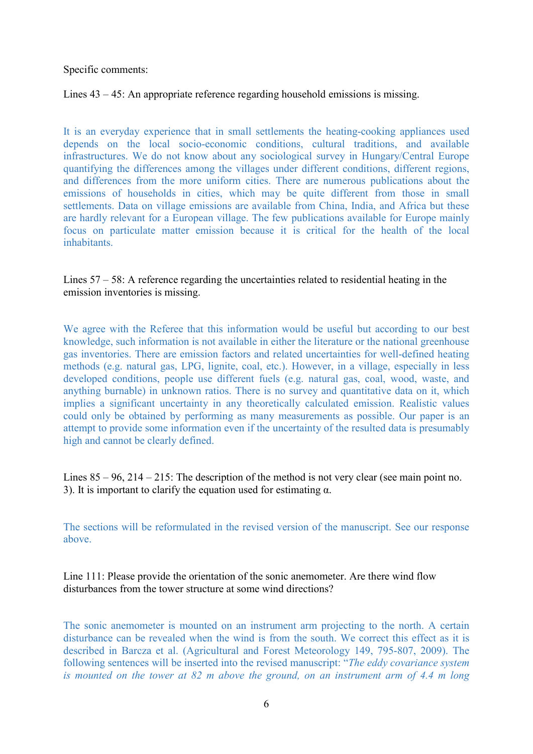Specific comments:

Lines 43 – 45: An appropriate reference regarding household emissions is missing.

It is an everyday experience that in small settlements the heating-cooking appliances used depends on the local socio-economic conditions, cultural traditions, and available infrastructures. We do not know about any sociological survey in Hungary/Central Europe quantifying the differences among the villages under different conditions, different regions, and differences from the more uniform cities. There are numerous publications about the emissions of households in cities, which may be quite different from those in small settlements. Data on village emissions are available from China, India, and Africa but these are hardly relevant for a European village. The few publications available for Europe mainly focus on particulate matter emission because it is critical for the health of the local inhabitants.

Lines 57 – 58: A reference regarding the uncertainties related to residential heating in the emission inventories is missing.

We agree with the Referee that this information would be useful but according to our best knowledge, such information is not available in either the literature or the national greenhouse gas inventories. There are emission factors and related uncertainties for well-defined heating methods (e.g. natural gas, LPG, lignite, coal, etc.). However, in a village, especially in less developed conditions, people use different fuels (e.g. natural gas, coal, wood, waste, and anything burnable) in unknown ratios. There is no survey and quantitative data on it, which implies a significant uncertainty in any theoretically calculated emission. Realistic values could only be obtained by performing as many measurements as possible. Our paper is an attempt to provide some information even if the uncertainty of the resulted data is presumably high and cannot be clearly defined.

Lines 85 – 96, 214 – 215: The description of the method is not very clear (see main point no. 3). It is important to clarify the equation used for estimating α.

The sections will be reformulated in the revised version of the manuscript. See our response above.

Line 111: Please provide the orientation of the sonic anemometer. Are there wind flow disturbances from the tower structure at some wind directions?

The sonic anemometer is mounted on an instrument arm projecting to the north. A certain disturbance can be revealed when the wind is from the south. We correct this effect as it is described in Barcza et al. (Agricultural and Forest Meteorology 149, 795-807, 2009). The following sentences will be inserted into the revised manuscript: "*The eddy covariance system is mounted on the tower at 82 m above the ground, on an instrument arm of 4.4 m long*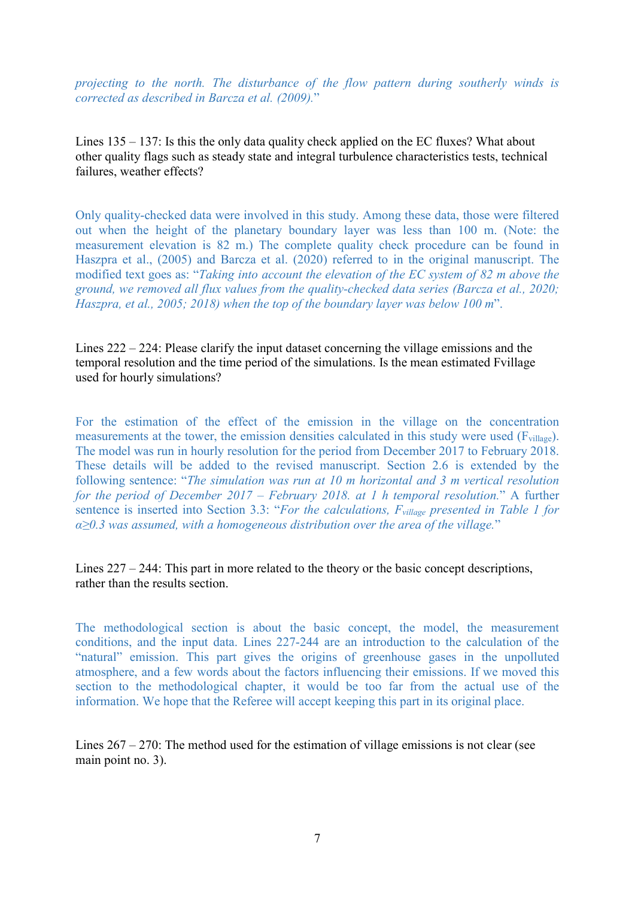*projecting to the north. The disturbance of the flow pattern during southerly winds is corrected as described in Barcza et al. (2009).*"

Lines 135 – 137: Is this the only data quality check applied on the EC fluxes? What about other quality flags such as steady state and integral turbulence characteristics tests, technical failures, weather effects?

Only quality-checked data were involved in this study. Among these data, those were filtered out when the height of the planetary boundary layer was less than 100 m. (Note: the measurement elevation is 82 m.) The complete quality check procedure can be found in Haszpra et al., (2005) and Barcza et al. (2020) referred to in the original manuscript. The modified text goes as: "*Taking into account the elevation of the EC system of 82 m above the ground, we removed all flux values from the quality-checked data series (Barcza et al., 2020; Haszpra, et al., 2005; 2018) when the top of the boundary layer was below 100 m*".

Lines 222 – 224: Please clarify the input dataset concerning the village emissions and the temporal resolution and the time period of the simulations. Is the mean estimated Fvillage used for hourly simulations?

For the estimation of the effect of the emission in the village on the concentration measurements at the tower, the emission densities calculated in this study were used ($F_{village}$). The model was run in hourly resolution for the period from December 2017 to February 2018. These details will be added to the revised manuscript. Section 2.6 is extended by the following sentence: "*The simulation was run at 10 m horizontal and 3 m vertical resolution for the period of December 2017 – February 2018. at 1 h temporal resolution.*" A further sentence is inserted into Section 3.3: "*For the calculations, $F_{village}$ presented in Table 1 for $\alpha \geq 0.3$ was assumed, with a homogeneous distribution over the area of the village.*"

Lines 227 – 244: This part in more related to the theory or the basic concept descriptions, rather than the results section.

The methodological section is about the basic concept, the model, the measurement conditions, and the input data. Lines 227-244 are an introduction to the calculation of the "natural" emission. This part gives the origins of greenhouse gases in the unpolluted atmosphere, and a few words about the factors influencing their emissions. If we moved this section to the methodological chapter, it would be too far from the actual use of the information. We hope that the Referee will accept keeping this part in its original place.

Lines 267 – 270: The method used for the estimation of village emissions is not clear (see main point no. 3).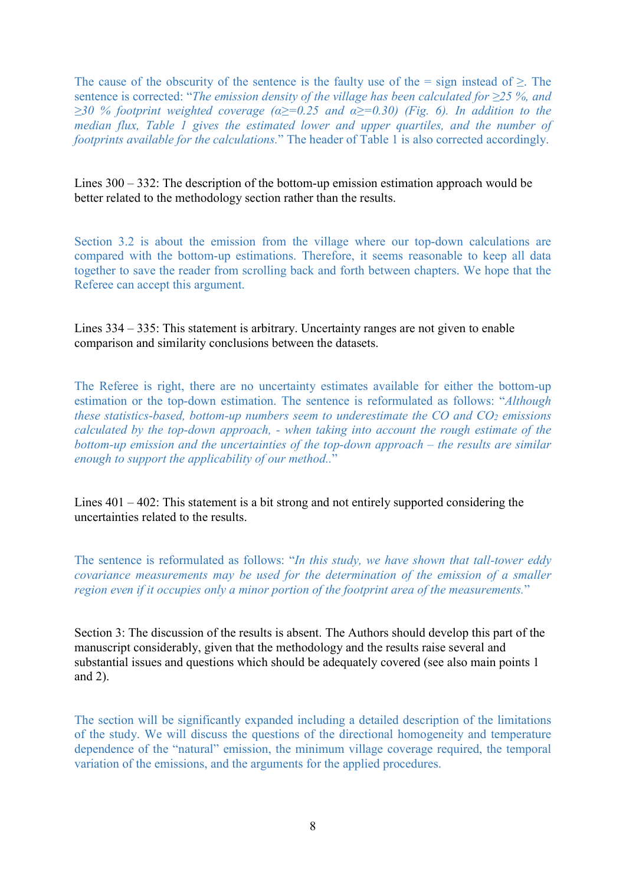The cause of the obscurity of the sentence is the faulty use of the = sign instead of ≥. The sentence is corrected: "*The emission density of the village has been calculated for ≥25 %, and ≥30 % footprint weighted coverage ($\alpha \geq 0.25$ and $\alpha \geq 0.30$) (Fig. 6). In addition to the median flux, Table 1 gives the estimated lower and upper quartiles, and the number of footprints available for the calculations.*" The header of Table 1 is also corrected accordingly.

Lines 300 – 332: The description of the bottom-up emission estimation approach would be better related to the methodology section rather than the results.

Section 3.2 is about the emission from the village where our top-down calculations are compared with the bottom-up estimations. Therefore, it seems reasonable to keep all data together to save the reader from scrolling back and forth between chapters. We hope that the Referee can accept this argument.

Lines 334 – 335: This statement is arbitrary. Uncertainty ranges are not given to enable comparison and similarity conclusions between the datasets.

The Referee is right, there are no uncertainty estimates available for either the bottom-up estimation or the top-down estimation. The sentence is reformulated as follows: "*Although these statistics-based, bottom-up numbers seem to underestimate the CO and $CO_2$ emissions calculated by the top-down approach, - when taking into account the rough estimate of the bottom-up emission and the uncertainties of the top-down approach – the results are similar enough to support the applicability of our method..*"

Lines 401 – 402: This statement is a bit strong and not entirely supported considering the uncertainties related to the results.

The sentence is reformulated as follows: "*In this study, we have shown that tall-tower eddy covariance measurements may be used for the determination of the emission of a smaller region even if it occupies only a minor portion of the footprint area of the measurements.*"

Section 3: The discussion of the results is absent. The Authors should develop this part of the manuscript considerably, given that the methodology and the results raise several and substantial issues and questions which should be adequately covered (see also main points 1 and 2).

The section will be significantly expanded including a detailed description of the limitations of the study. We will discuss the questions of the directional homogeneity and temperature dependence of the "natural" emission, the minimum village coverage required, the temporal variation of the emissions, and the arguments for the applied procedures.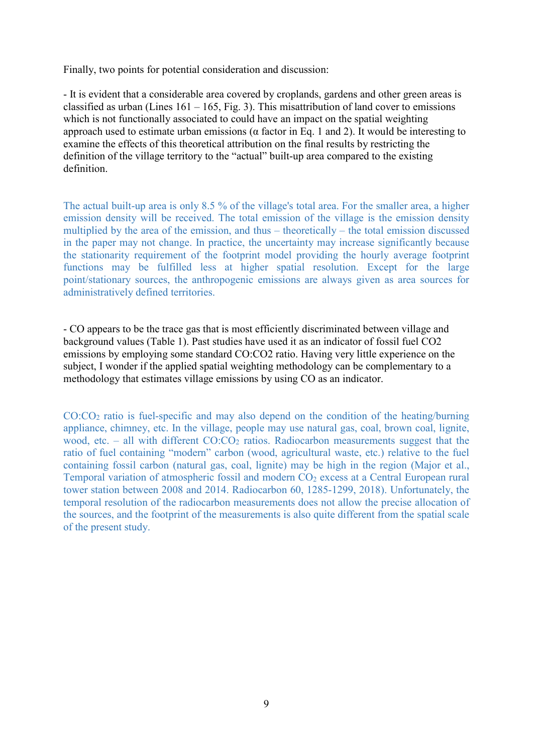Finally, two points for potential consideration and discussion:

- It is evident that a considerable area covered by croplands, gardens and other green areas is classified as urban (Lines 161 – 165, Fig. 3). This misattribution of land cover to emissions which is not functionally associated to could have an impact on the spatial weighting approach used to estimate urban emissions (α factor in Eq. 1 and 2). It would be interesting to examine the effects of this theoretical attribution on the final results by restricting the definition of the village territory to the "actual" built-up area compared to the existing definition.

The actual built-up area is only 8.5 % of the village's total area. For the smaller area, a higher emission density will be received. The total emission of the village is the emission density multiplied by the area of the emission, and thus – theoretically – the total emission discussed in the paper may not change. In practice, the uncertainty may increase significantly because the stationarity requirement of the footprint model providing the hourly average footprint functions may be fulfilled less at higher spatial resolution. Except for the large point/stationary sources, the anthropogenic emissions are always given as area sources for administratively defined territories.

- CO appears to be the trace gas that is most efficiently discriminated between village and background values (Table 1). Past studies have used it as an indicator of fossil fuel $CO_2$ emissions by employing some standard $CO:CO_2$ ratio. Having very little experience on the subject, I wonder if the applied spatial weighting methodology can be complementary to a methodology that estimates village emissions by using CO as an indicator.

$CO:CO_2$ ratio is fuel-specific and may also depend on the condition of the heating/burning appliance, chimney, etc. In the village, people may use natural gas, coal, brown coal, lignite, wood, etc. – all with different $CO:CO_2$ ratios. Radiocarbon measurements suggest that the ratio of fuel containing "modern" carbon (wood, agricultural waste, etc.) relative to the fuel containing fossil carbon (natural gas, coal, lignite) may be high in the region (Major et al., Temporal variation of atmospheric fossil and modern $CO_2$ excess at a Central European rural tower station between 2008 and 2014. Radiocarbon 60, 1285-1299, 2018). Unfortunately, the temporal resolution of the radiocarbon measurements does not allow the precise allocation of the sources, and the footprint of the measurements is also quite different from the spatial scale of the present study.